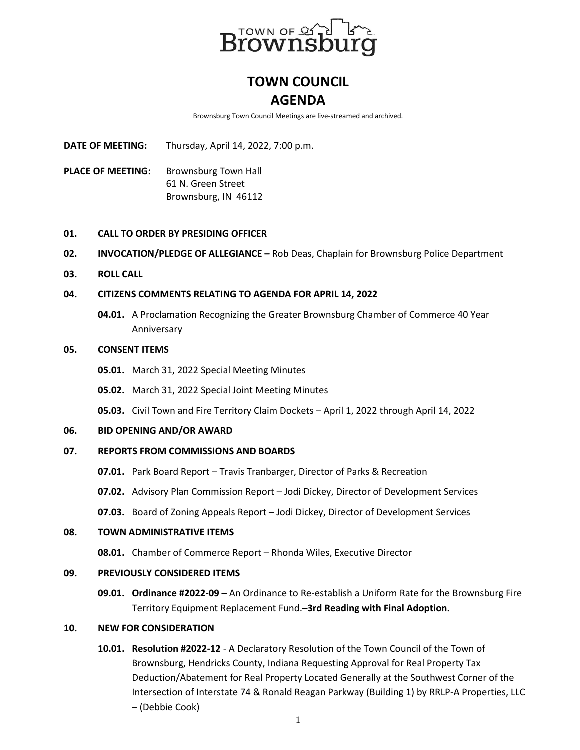# TOWN COUNCIL
# AGENDA

Brownsburg Town Council Meetings are live-streamed and archived.

**DATE OF MEETING:** Thursday, April 14, 2022, 7:00 p.m.

**PLACE OF MEETING:** Brownsburg Town Hall
61 N. Green Street
Brownsburg, IN 46112

**01. CALL TO ORDER BY PRESIDING OFFICER**

**02. INVOCATION/PLEDGE OF ALLEGIANCE –** Rob Deas, Chaplain for Brownsburg Police Department

**03. ROLL CALL**

**04. CITIZENS COMMENTS RELATING TO AGENDA FOR APRIL 14, 2022**

- **04.01.** A Proclamation Recognizing the Greater Brownsburg Chamber of Commerce 40 Year Anniversary

**05. CONSENT ITEMS**

- **05.01.** March 31, 2022 Special Meeting Minutes
- **05.02.** March 31, 2022 Special Joint Meeting Minutes
- **05.03.** Civil Town and Fire Territory Claim Dockets – April 1, 2022 through April 14, 2022

**06. BID OPENING AND/OR AWARD**

**07. REPORTS FROM COMMISSIONS AND BOARDS**

- **07.01.** Park Board Report – Travis Tranbarger, Director of Parks & Recreation
- **07.02.** Advisory Plan Commission Report – Jodi Dickey, Director of Development Services
- **07.03.** Board of Zoning Appeals Report – Jodi Dickey, Director of Development Services

**08. TOWN ADMINISTRATIVE ITEMS**

- **08.01.** Chamber of Commerce Report – Rhonda Wiles, Executive Director

**09. PREVIOUSLY CONSIDERED ITEMS**

- **09.01. Ordinance #2022-09 –** An Ordinance to Re-establish a Uniform Rate for the Brownsburg Fire Territory Equipment Replacement Fund.**–3rd Reading with Final Adoption.**

**10. NEW FOR CONSIDERATION**

- **10.01. Resolution #2022-12** - A Declaratory Resolution of the Town Council of the Town of Brownsburg, Hendricks County, Indiana Requesting Approval for Real Property Tax Deduction/Abatement for Real Property Located Generally at the Southwest Corner of the Intersection of Interstate 74 & Ronald Reagan Parkway (Building 1) by RRLP-A Properties, LLC – (Debbie Cook)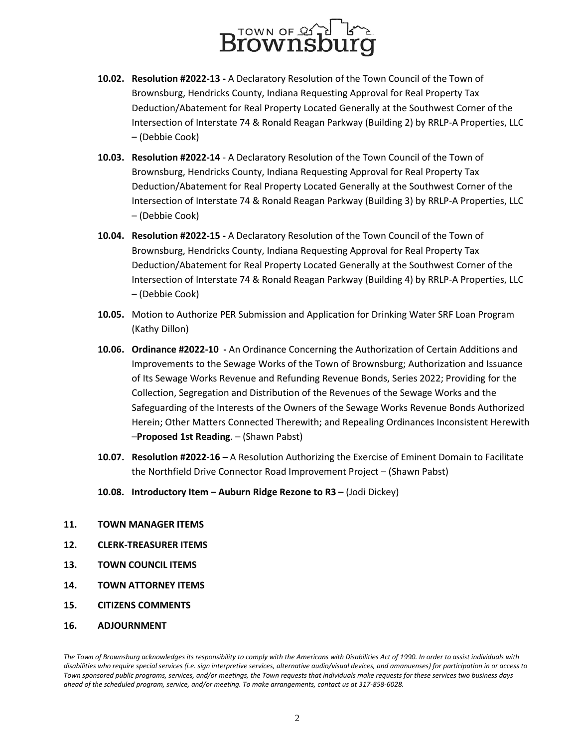**10.02. Resolution #2022-13 -** A Declaratory Resolution of the Town Council of the Town of Brownsburg, Hendricks County, Indiana Requesting Approval for Real Property Tax Deduction/Abatement for Real Property Located Generally at the Southwest Corner of the Intersection of Interstate 74 & Ronald Reagan Parkway (Building 2) by RRLP-A Properties, LLC – (Debbie Cook)

**10.03. Resolution #2022-14** - A Declaratory Resolution of the Town Council of the Town of Brownsburg, Hendricks County, Indiana Requesting Approval for Real Property Tax Deduction/Abatement for Real Property Located Generally at the Southwest Corner of the Intersection of Interstate 74 & Ronald Reagan Parkway (Building 3) by RRLP-A Properties, LLC – (Debbie Cook)

**10.04. Resolution #2022-15 -** A Declaratory Resolution of the Town Council of the Town of Brownsburg, Hendricks County, Indiana Requesting Approval for Real Property Tax Deduction/Abatement for Real Property Located Generally at the Southwest Corner of the Intersection of Interstate 74 & Ronald Reagan Parkway (Building 4) by RRLP-A Properties, LLC – (Debbie Cook)

**10.05.** Motion to Authorize PER Submission and Application for Drinking Water SRF Loan Program (Kathy Dillon)

**10.06. Ordinance #2022-10 -** An Ordinance Concerning the Authorization of Certain Additions and Improvements to the Sewage Works of the Town of Brownsburg; Authorization and Issuance of Its Sewage Works Revenue and Refunding Revenue Bonds, Series 2022; Providing for the Collection, Segregation and Distribution of the Revenues of the Sewage Works and the Safeguarding of the Interests of the Owners of the Sewage Works Revenue Bonds Authorized Herein; Other Matters Connected Therewith; and Repealing Ordinances Inconsistent Herewith –**Proposed 1st Reading**. – (Shawn Pabst)

**10.07. Resolution #2022-16 –** A Resolution Authorizing the Exercise of Eminent Domain to Facilitate the Northfield Drive Connector Road Improvement Project – (Shawn Pabst)

**10.08. Introductory Item – Auburn Ridge Rezone to R3 –** (Jodi Dickey)

**11. TOWN MANAGER ITEMS**

**12. CLERK-TREASURER ITEMS**

**13. TOWN COUNCIL ITEMS**

**14. TOWN ATTORNEY ITEMS**

**15. CITIZENS COMMENTS**

**16. ADJOURNMENT**

*The Town of Brownsburg acknowledges its responsibility to comply with the Americans with Disabilities Act of 1990. In order to assist individuals with disabilities who require special services (i.e. sign interpretive services, alternative audio/visual devices, and amanuenses) for participation in or access to Town sponsored public programs, services, and/or meetings, the Town requests that individuals make requests for these services two business days ahead of the scheduled program, service, and/or meeting. To make arrangements, contact us at 317-858-6028.*